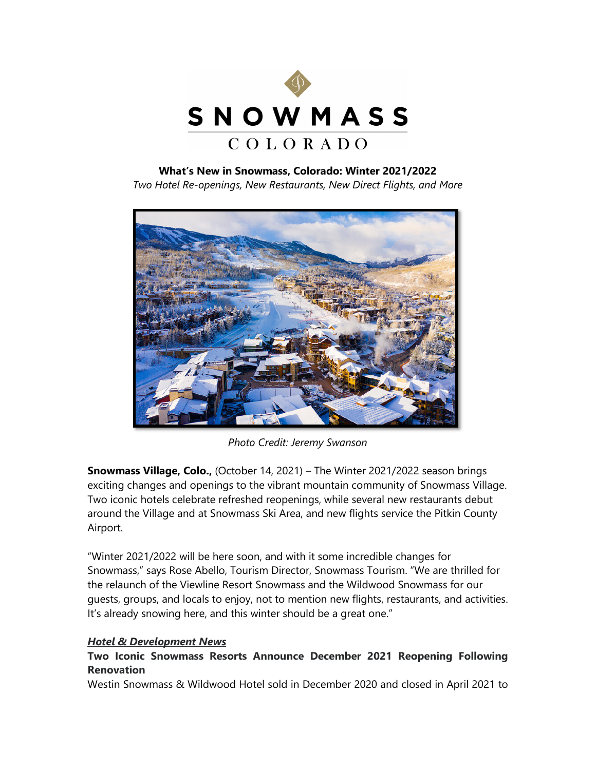# What's New in Snowmass, Colorado: Winter 2021/2022

*Two Hotel Re-openings, New Restaurants, New Direct Flights, and More*

*Photo Credit: Jeremy Swanson*

**Snowmass Village, Colo.,** (October 14, 2021) – The Winter 2021/2022 season brings exciting changes and openings to the vibrant mountain community of Snowmass Village. Two iconic hotels celebrate refreshed reopenings, while several new restaurants debut around the Village and at Snowmass Ski Area, and new flights service the Pitkin County Airport.

"Winter 2021/2022 will be here soon, and with it some incredible changes for Snowmass," says Rose Abello, Tourism Director, Snowmass Tourism. "We are thrilled for the relaunch of the Viewline Resort Snowmass and the Wildwood Snowmass for our guests, groups, and locals to enjoy, not to mention new flights, restaurants, and activities. It's already snowing here, and this winter should be a great one."

***Hotel & Development News***

**Two Iconic Snowmass Resorts Announce December 2021 Reopening Following Renovation**

Westin Snowmass & Wildwood Hotel sold in December 2020 and closed in April 2021 to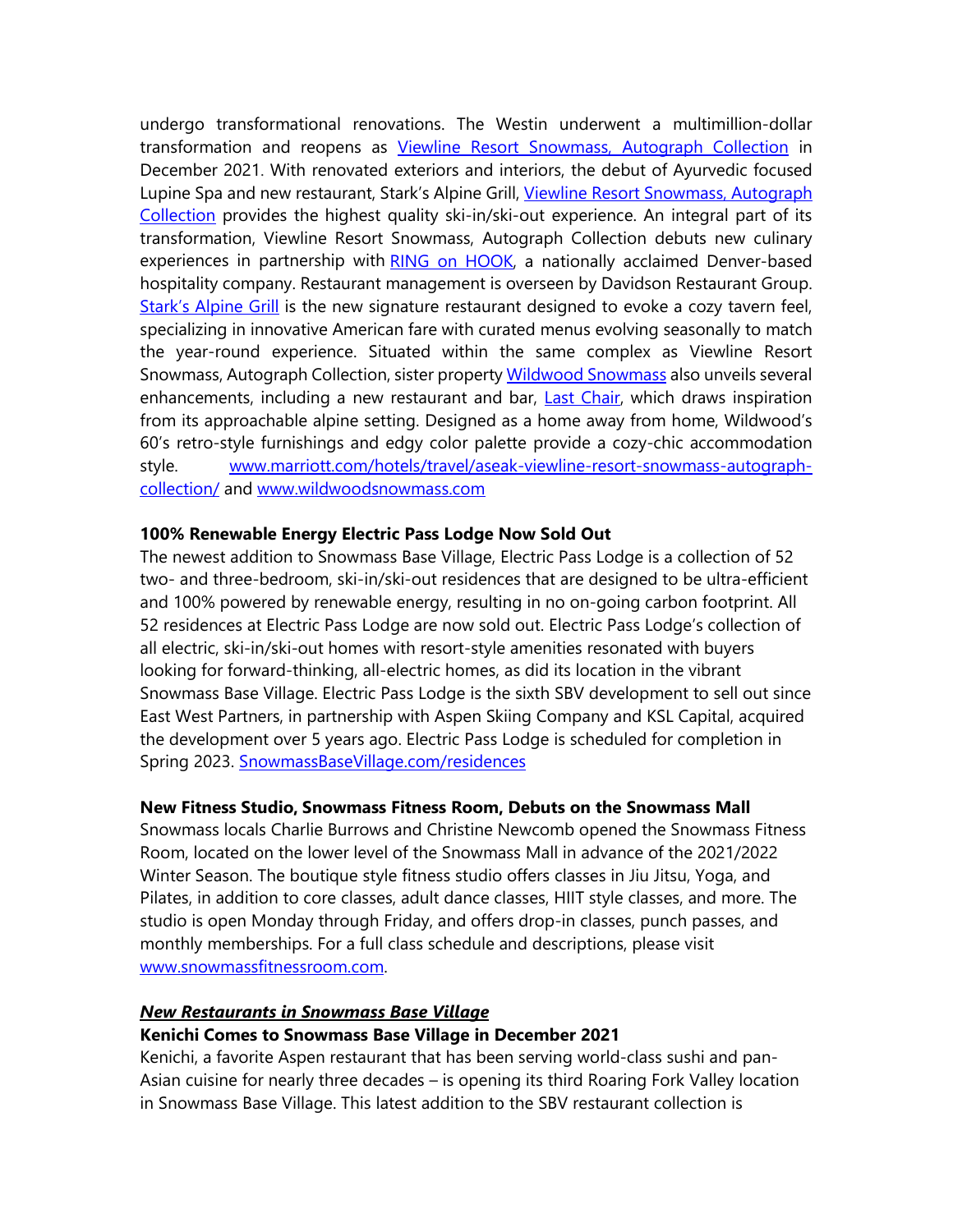undergo transformational renovations. The Westin underwent a multimillion-dollar transformation and reopens as [Viewline Resort Snowmass, Autograph Collection](#) in December 2021. With renovated exteriors and interiors, the debut of Ayurvedic focused Lupine Spa and new restaurant, Stark's Alpine Grill, [Viewline Resort Snowmass, Autograph Collection](#) provides the highest quality ski-in/ski-out experience. An integral part of its transformation, Viewline Resort Snowmass, Autograph Collection debuts new culinary experiences in partnership with [RING on HOOK](#), a nationally acclaimed Denver-based hospitality company. Restaurant management is overseen by Davidson Restaurant Group. [Stark's Alpine Grill](#) is the new signature restaurant designed to evoke a cozy tavern feel, specializing in innovative American fare with curated menus evolving seasonally to match the year-round experience. Situated within the same complex as Viewline Resort Snowmass, Autograph Collection, sister property [Wildwood Snowmass](#) also unveils several enhancements, including a new restaurant and bar, [Last Chair](#), which draws inspiration from its approachable alpine setting. Designed as a home away from home, Wildwood's 60's retro-style furnishings and edgy color palette provide a cozy-chic accommodation style. [www.marriott.com/hotels/travel/aseak-viewline-resort-snowmass-autograph-collection/](www.marriott.com/hotels/travel/aseak-viewline-resort-snowmass-autograph-collection/) and [www.wildwoodsnowmass.com](www.wildwoodsnowmass.com)

**100% Renewable Energy Electric Pass Lodge Now Sold Out**

The newest addition to Snowmass Base Village, Electric Pass Lodge is a collection of 52 two- and three-bedroom, ski-in/ski-out residences that are designed to be ultra-efficient and 100% powered by renewable energy, resulting in no on-going carbon footprint. All 52 residences at Electric Pass Lodge are now sold out. Electric Pass Lodge's collection of all electric, ski-in/ski-out homes with resort-style amenities resonated with buyers looking for forward-thinking, all-electric homes, as did its location in the vibrant Snowmass Base Village. Electric Pass Lodge is the sixth SBV development to sell out since East West Partners, in partnership with Aspen Skiing Company and KSL Capital, acquired the development over 5 years ago. Electric Pass Lodge is scheduled for completion in Spring 2023. [SnowmassBaseVillage.com/residences](SnowmassBaseVillage.com/residences)

**New Fitness Studio, Snowmass Fitness Room, Debuts on the Snowmass Mall**

Snowmass locals Charlie Burrows and Christine Newcomb opened the Snowmass Fitness Room, located on the lower level of the Snowmass Mall in advance of the 2021/2022 Winter Season. The boutique style fitness studio offers classes in Jiu Jitsu, Yoga, and Pilates, in addition to core classes, adult dance classes, HIIT style classes, and more. The studio is open Monday through Friday, and offers drop-in classes, punch passes, and monthly memberships. For a full class schedule and descriptions, please visit [www.snowmassfitnessroom.com](www.snowmassfitnessroom.com).

***New Restaurants in Snowmass Base Village***

**Kenichi Comes to Snowmass Base Village in December 2021**

Kenichi, a favorite Aspen restaurant that has been serving world-class sushi and pan-Asian cuisine for nearly three decades – is opening its third Roaring Fork Valley location in Snowmass Base Village. This latest addition to the SBV restaurant collection is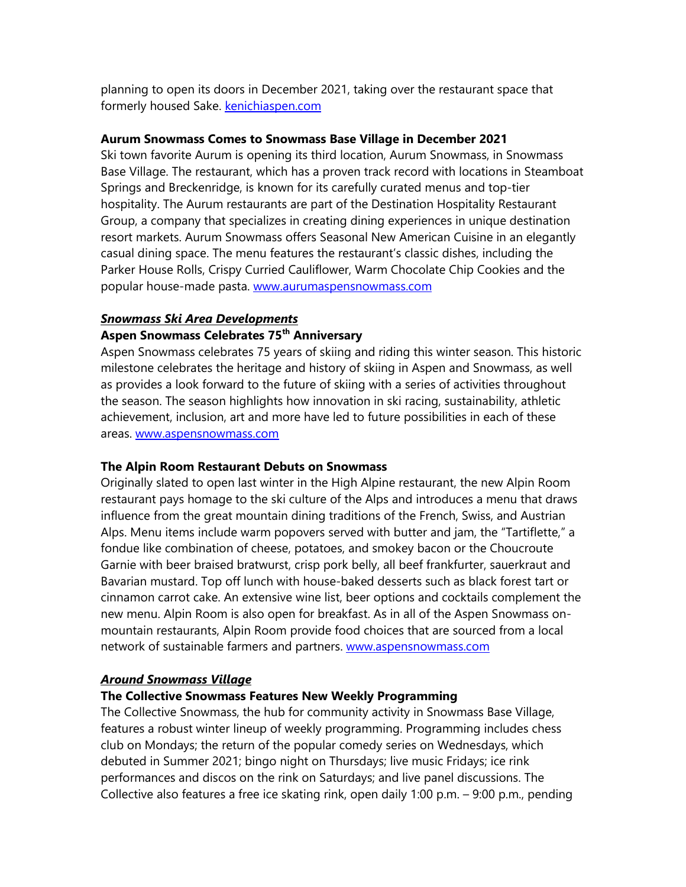planning to open its doors in December 2021, taking over the restaurant space that formerly housed Sake. [kenichiaspen.com](kenichiaspen.com)

**Aurum Snowmass Comes to Snowmass Base Village in December 2021**

Ski town favorite Aurum is opening its third location, Aurum Snowmass, in Snowmass Base Village. The restaurant, which has a proven track record with locations in Steamboat Springs and Breckenridge, is known for its carefully curated menus and top-tier hospitality. The Aurum restaurants are part of the Destination Hospitality Restaurant Group, a company that specializes in creating dining experiences in unique destination resort markets. Aurum Snowmass offers Seasonal New American Cuisine in an elegantly casual dining space. The menu features the restaurant's classic dishes, including the Parker House Rolls, Crispy Curried Cauliflower, Warm Chocolate Chip Cookies and the popular house-made pasta. [www.aurumaspensnowmass.com](www.aurumaspensnowmass.com)

***Snowmass Ski Area Developments***

**Aspen Snowmass Celebrates 75th Anniversary**

Aspen Snowmass celebrates 75 years of skiing and riding this winter season. This historic milestone celebrates the heritage and history of skiing in Aspen and Snowmass, as well as provides a look forward to the future of skiing with a series of activities throughout the season. The season highlights how innovation in ski racing, sustainability, athletic achievement, inclusion, art and more have led to future possibilities in each of these areas. [www.aspensnowmass.com](www.aspensnowmass.com)

**The Alpin Room Restaurant Debuts on Snowmass**

Originally slated to open last winter in the High Alpine restaurant, the new Alpin Room restaurant pays homage to the ski culture of the Alps and introduces a menu that draws influence from the great mountain dining traditions of the French, Swiss, and Austrian Alps. Menu items include warm popovers served with butter and jam, the "Tartiflette," a fondue like combination of cheese, potatoes, and smokey bacon or the Choucroute Garnie with beer braised bratwurst, crisp pork belly, all beef frankfurter, sauerkraut and Bavarian mustard. Top off lunch with house-baked desserts such as black forest tart or cinnamon carrot cake. An extensive wine list, beer options and cocktails complement the new menu. Alpin Room is also open for breakfast. As in all of the Aspen Snowmass on-mountain restaurants, Alpin Room provide food choices that are sourced from a local network of sustainable farmers and partners. [www.aspensnowmass.com](www.aspensnowmass.com)

***Around Snowmass Village***

**The Collective Snowmass Features New Weekly Programming**

The Collective Snowmass, the hub for community activity in Snowmass Base Village, features a robust winter lineup of weekly programming. Programming includes chess club on Mondays; the return of the popular comedy series on Wednesdays, which debuted in Summer 2021; bingo night on Thursdays; live music Fridays; ice rink performances and discos on the rink on Saturdays; and live panel discussions. The Collective also features a free ice skating rink, open daily 1:00 p.m. – 9:00 p.m., pending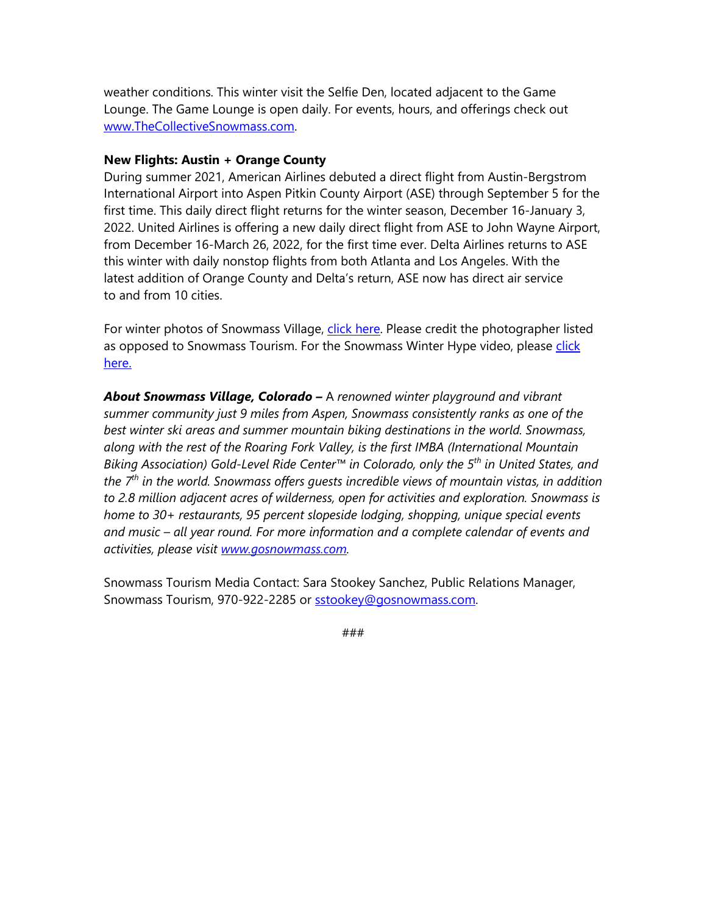weather conditions. This winter visit the Selfie Den, located adjacent to the Game Lounge. The Game Lounge is open daily. For events, hours, and offerings check out [www.TheCollectiveSnowmass.com](http://www.TheCollectiveSnowmass.com).

**New Flights: Austin + Orange County**

During summer 2021, American Airlines debuted a direct flight from Austin-Bergstrom International Airport into Aspen Pitkin County Airport (ASE) through September 5 for the first time. This daily direct flight returns for the winter season, December 16-January 3, 2022. United Airlines is offering a new daily direct flight from ASE to John Wayne Airport, from December 16-March 26, 2022, for the first time ever. Delta Airlines returns to ASE this winter with daily nonstop flights from both Atlanta and Los Angeles. With the latest addition of Orange County and Delta's return, ASE now has direct air service to and from 10 cities.

For winter photos of Snowmass Village, click here. Please credit the photographer listed as opposed to Snowmass Tourism. For the Snowmass Winter Hype video, please click here.

***About Snowmass Village, Colorado –*** A *renowned winter playground and vibrant summer community just 9 miles from Aspen, Snowmass consistently ranks as one of the best winter ski areas and summer mountain biking destinations in the world. Snowmass, along with the rest of the Roaring Fork Valley, is the first IMBA (International Mountain Biking Association) Gold-Level Ride Center™ in Colorado, only the 5th in United States, and the 7th in the world. Snowmass offers guests incredible views of mountain vistas, in addition to 2.8 million adjacent acres of wilderness, open for activities and exploration. Snowmass is home to 30+ restaurants, 95 percent slopeside lodging, shopping, unique special events and music – all year round. For more information and a complete calendar of events and activities, please visit [www.gosnowmass.com](http://www.gosnowmass.com).*

Snowmass Tourism Media Contact: Sara Stookey Sanchez, Public Relations Manager, Snowmass Tourism, 970-922-2285 or sstookey@gosnowmass.com.

###